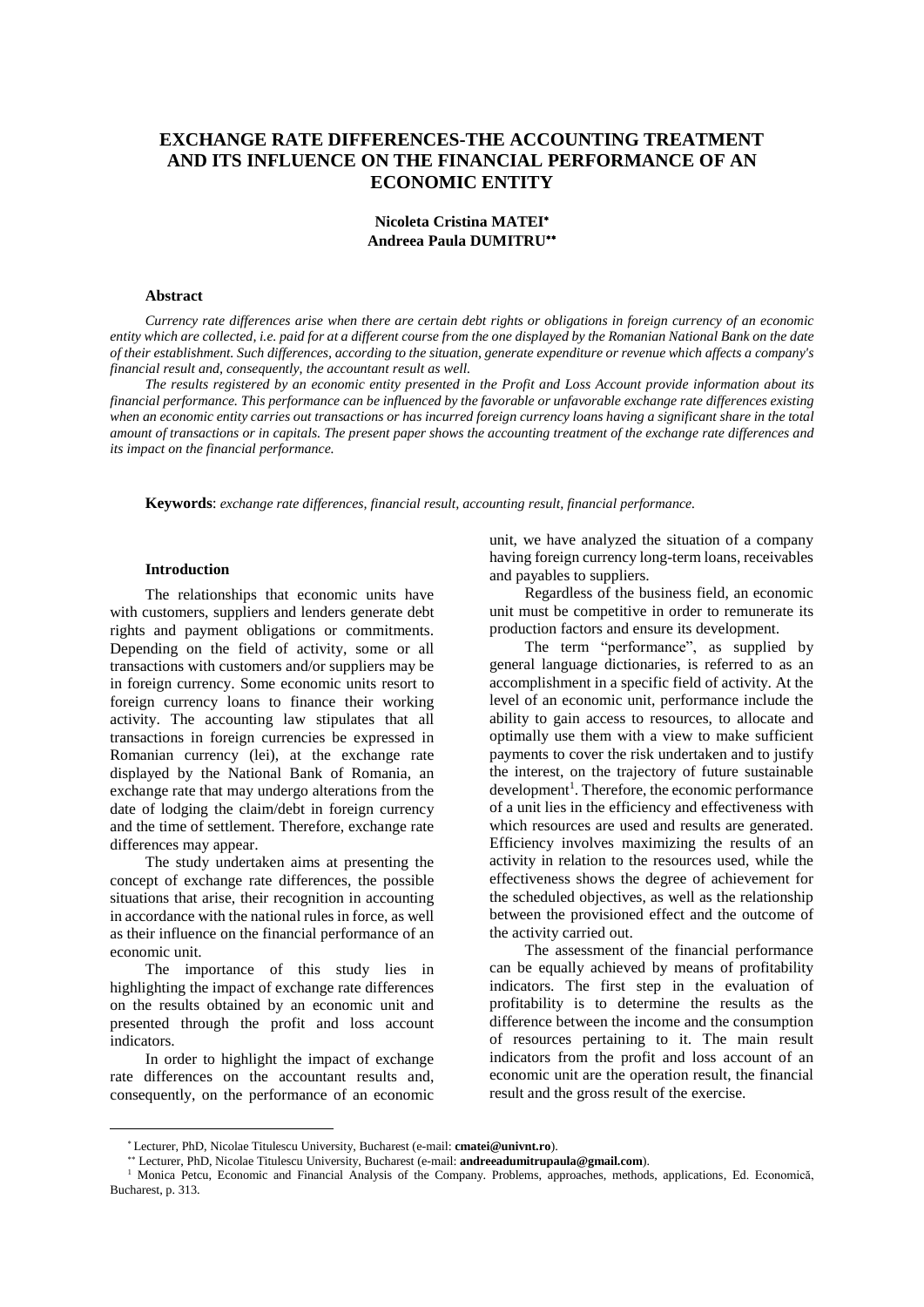# EXCHANGE RATE DIFFERENCES-THE ACCOUNTING TREATMENT AND ITS INFLUENCE ON THE FINANCIAL PERFORMANCE OF AN ECONOMIC ENTITY

**Nicoleta Cristina MATEI**[*]
**Andreea Paula DUMITRU**[**]

### Abstract

*Currency rate differences arise when there are certain debt rights or obligations in foreign currency of an economic entity which are collected, i.e. paid for at a different course from the one displayed by the Romanian National Bank on the date of their establishment. Such differences, according to the situation, generate expenditure or revenue which affects a company's financial result and, consequently, the accountant result as well.*

*The results registered by an economic entity presented in the Profit and Loss Account provide information about its financial performance. This performance can be influenced by the favorable or unfavorable exchange rate differences existing when an economic entity carries out transactions or has incurred foreign currency loans having a significant share in the total amount of transactions or in capitals. The present paper shows the accounting treatment of the exchange rate differences and its impact on the financial performance.*

**Keywords**: *exchange rate differences, financial result, accounting result, financial performance.*

### Introduction

The relationships that economic units have with customers, suppliers and lenders generate debt rights and payment obligations or commitments. Depending on the field of activity, some or all transactions with customers and/or suppliers may be in foreign currency. Some economic units resort to foreign currency loans to finance their working activity. The accounting law stipulates that all transactions in foreign currencies be expressed in Romanian currency (lei), at the exchange rate displayed by the National Bank of Romania, an exchange rate that may undergo alterations from the date of lodging the claim/debt in foreign currency and the time of settlement. Therefore, exchange rate differences may appear.

The study undertaken aims at presenting the concept of exchange rate differences, the possible situations that arise, their recognition in accounting in accordance with the national rules in force, as well as their influence on the financial performance of an economic unit.

The importance of this study lies in highlighting the impact of exchange rate differences on the results obtained by an economic unit and presented through the profit and loss account indicators.

In order to highlight the impact of exchange rate differences on the accountant results and, consequently, on the performance of an economic unit, we have analyzed the situation of a company having foreign currency long-term loans, receivables and payables to suppliers.

Regardless of the business field, an economic unit must be competitive in order to remunerate its production factors and ensure its development.

The term "performance", as supplied by general language dictionaries, is referred to as an accomplishment in a specific field of activity. At the level of an economic unit, performance include the ability to gain access to resources, to allocate and optimally use them with a view to make sufficient payments to cover the risk undertaken and to justify the interest, on the trajectory of future sustainable development[1]. Therefore, the economic performance of a unit lies in the efficiency and effectiveness with which resources are used and results are generated. Efficiency involves maximizing the results of an activity in relation to the resources used, while the effectiveness shows the degree of achievement for the scheduled objectives, as well as the relationship between the provisioned effect and the outcome of the activity carried out.

The assessment of the financial performance can be equally achieved by means of profitability indicators. The first step in the evaluation of profitability is to determine the results as the difference between the income and the consumption of resources pertaining to it. The main result indicators from the profit and loss account of an economic unit are the operation result, the financial result and the gross result of the exercise.

---

[*] Lecturer, PhD, Nicolae Titulescu University, Bucharest (e-mail: **cmatei@univnt.ro**).

[**] Lecturer, PhD, Nicolae Titulescu University, Bucharest (e-mail: **andreeadumitrupaula@gmail.com**).

[1] Monica Petcu, Economic and Financial Analysis of the Company. Problems, approaches, methods, applications, Ed. Economică, Bucharest, p. 313.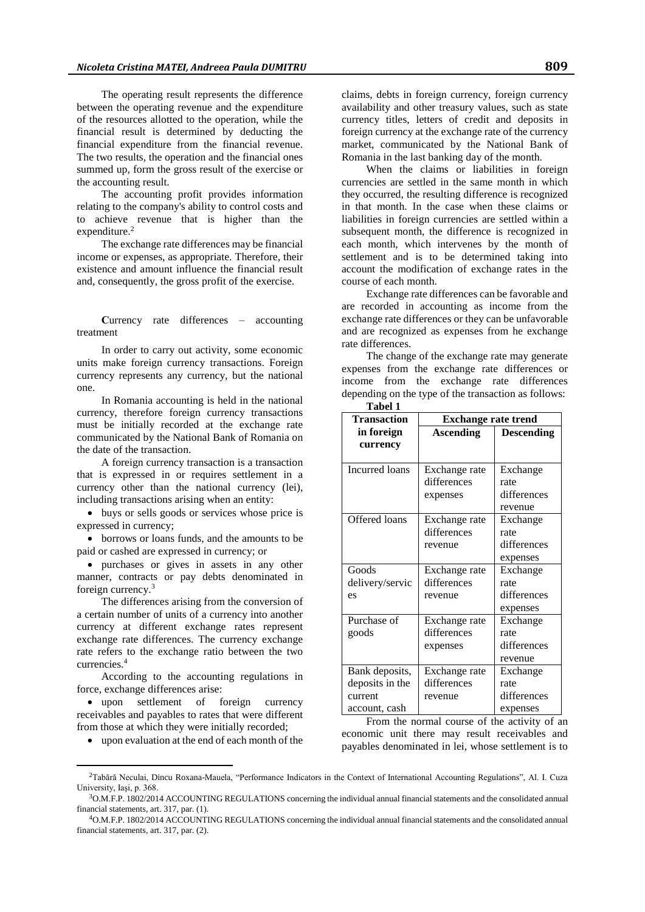The operating result represents the difference between the operating revenue and the expenditure of the resources allotted to the operation, while the financial result is determined by deducting the financial expenditure from the financial revenue. The two results, the operation and the financial ones summed up, form the gross result of the exercise or the accounting result.

The accounting profit provides information relating to the company's ability to control costs and to achieve revenue that is higher than the expenditure.[2]

The exchange rate differences may be financial income or expenses, as appropriate. Therefore, their existence and amount influence the financial result and, consequently, the gross profit of the exercise.

## Currency rate differences – accounting treatment

In order to carry out activity, some economic units make foreign currency transactions. Foreign currency represents any currency, but the national one.

In Romania accounting is held in the national currency, therefore foreign currency transactions must be initially recorded at the exchange rate communicated by the National Bank of Romania on the date of the transaction.

A foreign currency transaction is a transaction that is expressed in or requires settlement in a currency other than the national currency (lei), including transactions arising when an entity:

- buys or sells goods or services whose price is expressed in currency;
- borrows or loans funds, and the amounts to be paid or cashed are expressed in currency; or
- purchases or gives in assets in any other manner, contracts or pay debts denominated in foreign currency.[3]

The differences arising from the conversion of a certain number of units of a currency into another currency at different exchange rates represent exchange rate differences. The currency exchange rate refers to the exchange ratio between the two currencies.[4]

According to the accounting regulations in force, exchange differences arise:

- upon settlement of foreign currency receivables and payables to rates that were different from those at which they were initially recorded;
- upon evaluation at the end of each month of the claims, debts in foreign currency, foreign currency availability and other treasury values, such as state currency titles, letters of credit and deposits in foreign currency at the exchange rate of the currency market, communicated by the National Bank of Romania in the last banking day of the month.

When the claims or liabilities in foreign currencies are settled in the same month in which they occurred, the resulting difference is recognized in that month. In the case when these claims or liabilities in foreign currencies are settled within a subsequent month, the difference is recognized in each month, which intervenes by the month of settlement and is to be determined taking into account the modification of exchange rates in the course of each month.

Exchange rate differences can be favorable and are recorded in accounting as income from the exchange rate differences or they can be unfavorable and are recognized as expenses from he exchange rate differences.

The change of the exchange rate may generate expenses from the exchange rate differences or income from the exchange rate differences depending on the type of the transaction as follows:

**Tabel 1**

| Transaction in foreign currency | Exchange rate trend | |
|---|---|---|
| | **Ascending** | **Descending** |
| Incurred loans | Exchange rate differences expenses | Exchange rate differences revenue |
| Offered loans | Exchange rate differences revenue | Exchange rate differences expenses |
| Goods delivery/services | Exchange rate differences revenue | Exchange rate differences expenses |
| Purchase of goods | Exchange rate differences expenses | Exchange rate differences revenue |
| Bank deposits, deposits in the current account, cash | Exchange rate differences revenue | Exchange rate differences expenses |

From the normal course of the activity of an economic unit there may result receivables and payables denominated in lei, whose settlement is to

[2] Tabără Neculai, Dincu Roxana-Mauela, "Performance Indicators in the Context of International Accounting Regulations", Al. I. Cuza University, Iaşi, p. 368.

[3] O.M.F.P. 1802/2014 ACCOUNTING REGULATIONS concerning the individual annual financial statements and the consolidated annual financial statements, art. 317, par. (1).

[4] O.M.F.P. 1802/2014 ACCOUNTING REGULATIONS concerning the individual annual financial statements and the consolidated annual financial statements, art. 317, par. (2).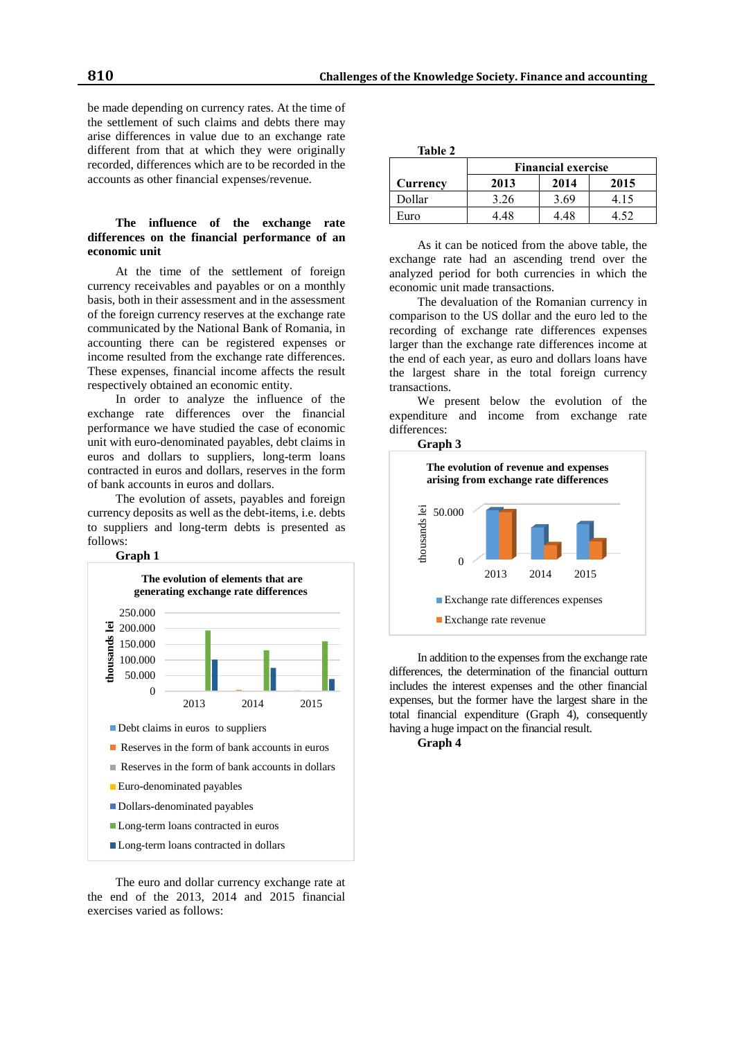be made depending on currency rates. At the time of the settlement of such claims and debts there may arise differences in value due to an exchange rate different from that at which they were originally recorded, differences which are to be recorded in the accounts as other financial expenses/revenue.

### The influence of the exchange rate differences on the financial performance of an economic unit

At the time of the settlement of foreign currency receivables and payables or on a monthly basis, both in their assessment and in the assessment of the foreign currency reserves at the exchange rate communicated by the National Bank of Romania, in accounting there can be registered expenses or income resulted from the exchange rate differences. These expenses, financial income affects the result respectively obtained an economic entity.

In order to analyze the influence of the exchange rate differences over the financial performance we have studied the case of economic unit with euro-denominated payables, debt claims in euros and dollars to suppliers, long-term loans contracted in euros and dollars, reserves in the form of bank accounts in euros and dollars.

The evolution of assets, payables and foreign currency deposits as well as the debt-items, i.e. debts to suppliers and long-term debts is presented as follows:

**Graph 1**

The evolution of elements that are generating exchange rate differences

The euro and dollar currency exchange rate at the end of the 2013, 2014 and 2015 financial exercises varied as follows:

**Table 2**

| Currency | Financial exercise | | |
|---|---|---|---|
| | 2013 | 2014 | 2015 |
| Dollar | 3.26 | 3.69 | 4.15 |
| Euro | 4.48 | 4.48 | 4.52 |

As it can be noticed from the above table, the exchange rate had an ascending trend over the analyzed period for both currencies in which the economic unit made transactions.

The devaluation of the Romanian currency in comparison to the US dollar and the euro led to the recording of exchange rate differences expenses larger than the exchange rate differences income at the end of each year, as euro and dollars loans have the largest share in the total foreign currency transactions.

We present below the evolution of the expenditure and income from exchange rate differences:

**Graph 3**

The evolution of revenue and expenses arising from exchange rate differences

In addition to the expenses from the exchange rate differences, the determination of the financial outturn includes the interest expenses and the other financial expenses, but the former have the largest share in the total financial expenditure (Graph 4), consequently having a huge impact on the financial result.

**Graph 4**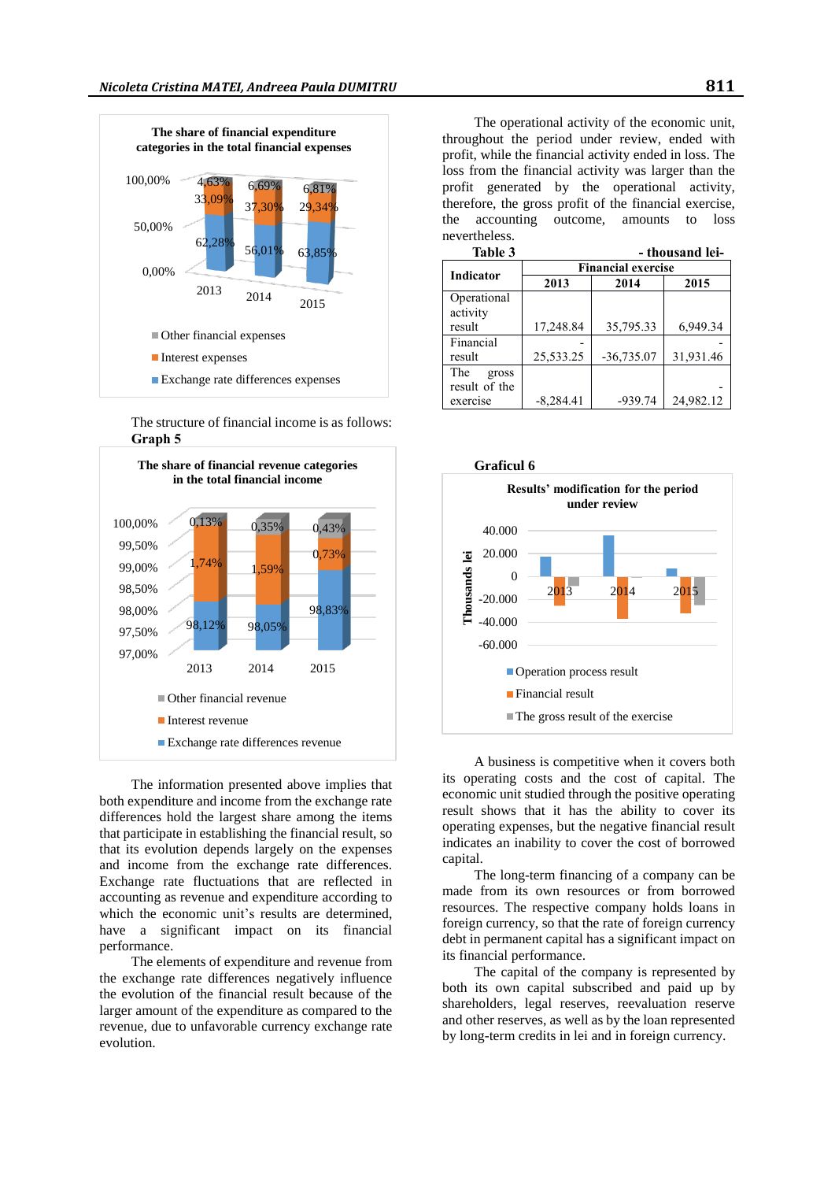**The share of financial expenditure categories in the total financial expenses**

| | 2013 | 2014 | 2015 |
|---|---|---|---|
| Other financial expenses | 4,63% | 6,69% | 6,81% |
| Interest expenses | 33,09% | 37,30% | 29,34% |
| Exchange rate differences expenses | 62,28% | 56,01% | 63,85% |

The structure of financial income is as follows:

**Graph 5**

**The share of financial revenue categories in the total financial income**

| | 2013 | 2014 | 2015 |
|---|---|---|---|
| Other financial revenue | 0,13% | 0,35% | 0,43% |
| Interest revenue | 1,74% | 1,59% | 0,73% |
| Exchange rate differences revenue | 98,12% | 98,05% | 98,83% |

The information presented above implies that both expenditure and income from the exchange rate differences hold the largest share among the items that participate in establishing the financial result, so that its evolution depends largely on the expenses and income from the exchange rate differences. Exchange rate fluctuations that are reflected in accounting as revenue and expenditure according to which the economic unit's results are determined, have a significant impact on its financial performance.

The elements of expenditure and revenue from the exchange rate differences negatively influence the evolution of the financial result because of the larger amount of the expenditure as compared to the revenue, due to unfavorable currency exchange rate evolution.

The operational activity of the economic unit, throughout the period under review, ended with profit, while the financial activity ended in loss. The loss from the financial activity was larger than the profit generated by the operational activity, therefore, the gross profit of the financial exercise, the accounting outcome, amounts to loss nevertheless.

**Table 3** - thousand lei-

| Indicator | Financial exercise | | |
|---|---|---|---|
| | 2013 | 2014 | 2015 |
| Operational activity result | 17,248.84 | 35,795.33 | 6,949.34 |
| Financial result | -25,533.25 | -36,735.07 | -31,931.46 |
| The gross result of the exercise | -8,284.41 | -939.74 | -24,982.12 |

**Graficul 6**

**Results' modification for the period under review**

(Thousands lei; series: Operation process result, Financial result, The gross result of the exercise; years 2013, 2014, 2015)

A business is competitive when it covers both its operating costs and the cost of capital. The economic unit studied through the positive operating result shows that it has the ability to cover its operating expenses, but the negative financial result indicates an inability to cover the cost of borrowed capital.

The long-term financing of a company can be made from its own resources or from borrowed resources. The respective company holds loans in foreign currency, so that the rate of foreign currency debt in permanent capital has a significant impact on its financial performance.

The capital of the company is represented by both its own capital subscribed and paid up by shareholders, legal reserves, reevaluation reserve and other reserves, as well as by the loan represented by long-term credits in lei and in foreign currency.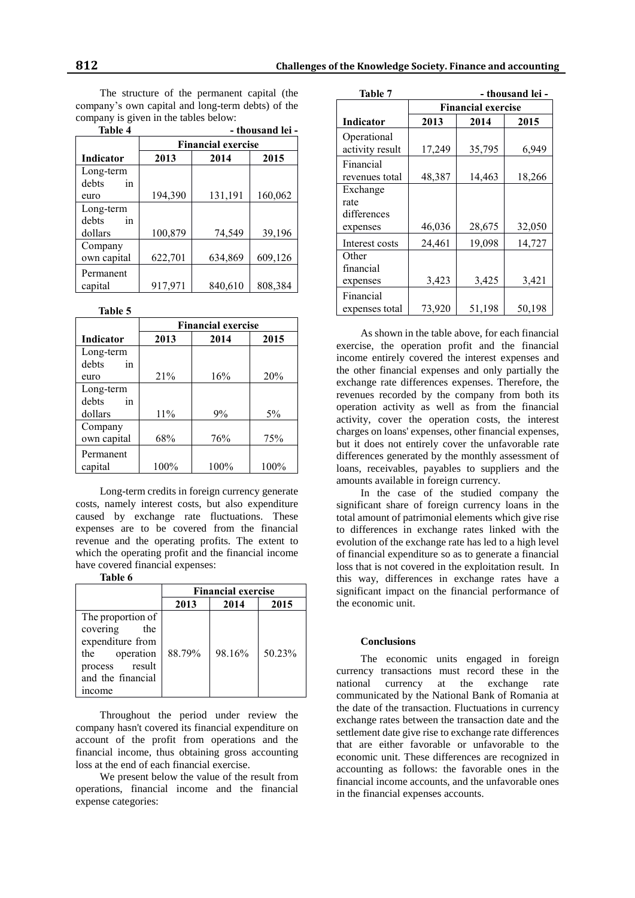The structure of the permanent capital (the company's own capital and long-term debts) of the company is given in the tables below:

**Table 4** - thousand lei -

| Indicator | Financial exercise | | |
|---|---|---|---|
| | 2013 | 2014 | 2015 |
| Long-term debts in euro | 194,390 | 131,191 | 160,062 |
| Long-term debts in dollars | 100,879 | 74,549 | 39,196 |
| Company own capital | 622,701 | 634,869 | 609,126 |
| Permanent capital | 917,971 | 840,610 | 808,384 |

**Table 5**

| Indicator | Financial exercise | | |
|---|---|---|---|
| | 2013 | 2014 | 2015 |
| Long-term debts in euro | 21% | 16% | 20% |
| Long-term debts in dollars | 11% | 9% | 5% |
| Company own capital | 68% | 76% | 75% |
| Permanent capital | 100% | 100% | 100% |

Long-term credits in foreign currency generate costs, namely interest costs, but also expenditure caused by exchange rate fluctuations. These expenses are to be covered from the financial revenue and the operating profits. The extent to which the operating profit and the financial income have covered financial expenses:

**Table 6**

| | Financial exercise | | |
|---|---|---|---|
| | 2013 | 2014 | 2015 |
| The proportion of covering the expenditure from the operation process result and the financial income | 88.79% | 98.16% | 50.23% |

Throughout the period under review the company hasn't covered its financial expenditure on account of the profit from operations and the financial income, thus obtaining gross accounting loss at the end of each financial exercise.

We present below the value of the result from operations, financial income and the financial expense categories:

**Table 7** - thousand lei -

| Indicator | Financial exercise | | |
|---|---|---|---|
| | 2013 | 2014 | 2015 |
| Operational activity result | 17,249 | 35,795 | 6,949 |
| Financial revenues total | 48,387 | 14,463 | 18,266 |
| Exchange rate differences expenses | 46,036 | 28,675 | 32,050 |
| Interest costs | 24,461 | 19,098 | 14,727 |
| Other financial expenses | 3,423 | 3,425 | 3,421 |
| Financial expenses total | 73,920 | 51,198 | 50,198 |

As shown in the table above, for each financial exercise, the operation profit and the financial income entirely covered the interest expenses and the other financial expenses and only partially the exchange rate differences expenses. Therefore, the revenues recorded by the company from both its operation activity as well as from the financial activity, cover the operation costs, the interest charges on loans' expenses, other financial expenses, but it does not entirely cover the unfavorable rate differences generated by the monthly assessment of loans, receivables, payables to suppliers and the amounts available in foreign currency.

In the case of the studied company the significant share of foreign currency loans in the total amount of patrimonial elements which give rise to differences in exchange rates linked with the evolution of the exchange rate has led to a high level of financial expenditure so as to generate a financial loss that is not covered in the exploitation result. In this way, differences in exchange rates have a significant impact on the financial performance of the economic unit.

## Conclusions

The economic units engaged in foreign currency transactions must record these in the national currency at the exchange rate communicated by the National Bank of Romania at the date of the transaction. Fluctuations in currency exchange rates between the transaction date and the settlement date give rise to exchange rate differences that are either favorable or unfavorable to the economic unit. These differences are recognized in accounting as follows: the favorable ones in the financial income accounts, and the unfavorable ones in the financial expenses accounts.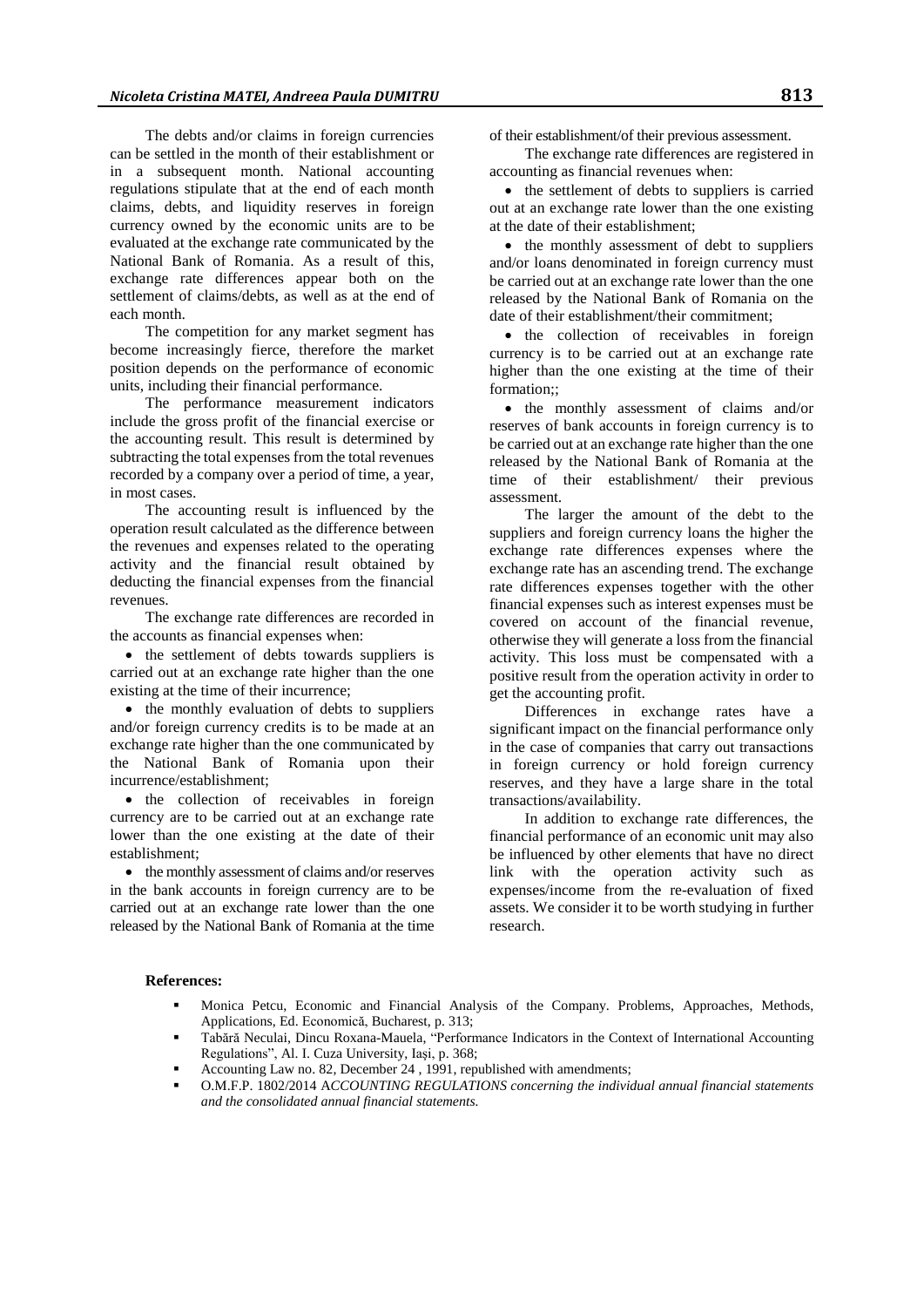The debts and/or claims in foreign currencies can be settled in the month of their establishment or in a subsequent month. National accounting regulations stipulate that at the end of each month claims, debts, and liquidity reserves in foreign currency owned by the economic units are to be evaluated at the exchange rate communicated by the National Bank of Romania. As a result of this, exchange rate differences appear both on the settlement of claims/debts, as well as at the end of each month.

The competition for any market segment has become increasingly fierce, therefore the market position depends on the performance of economic units, including their financial performance.

The performance measurement indicators include the gross profit of the financial exercise or the accounting result. This result is determined by subtracting the total expenses from the total revenues recorded by a company over a period of time, a year, in most cases.

The accounting result is influenced by the operation result calculated as the difference between the revenues and expenses related to the operating activity and the financial result obtained by deducting the financial expenses from the financial revenues.

The exchange rate differences are recorded in the accounts as financial expenses when:

- the settlement of debts towards suppliers is carried out at an exchange rate higher than the one existing at the time of their incurrence;
- the monthly evaluation of debts to suppliers and/or foreign currency credits is to be made at an exchange rate higher than the one communicated by the National Bank of Romania upon their incurrence/establishment;
- the collection of receivables in foreign currency are to be carried out at an exchange rate lower than the one existing at the date of their establishment;
- the monthly assessment of claims and/or reserves in the bank accounts in foreign currency are to be carried out at an exchange rate lower than the one released by the National Bank of Romania at the time of their establishment/of their previous assessment.

The exchange rate differences are registered in accounting as financial revenues when:

- the settlement of debts to suppliers is carried out at an exchange rate lower than the one existing at the date of their establishment;
- the monthly assessment of debt to suppliers and/or loans denominated in foreign currency must be carried out at an exchange rate lower than the one released by the National Bank of Romania on the date of their establishment/their commitment;
- the collection of receivables in foreign currency is to be carried out at an exchange rate higher than the one existing at the time of their formation;;
- the monthly assessment of claims and/or reserves of bank accounts in foreign currency is to be carried out at an exchange rate higher than the one released by the National Bank of Romania at the time of their establishment/ their previous assessment.

The larger the amount of the debt to the suppliers and foreign currency loans the higher the exchange rate differences expenses where the exchange rate has an ascending trend. The exchange rate differences expenses together with the other financial expenses such as interest expenses must be covered on account of the financial revenue, otherwise they will generate a loss from the financial activity. This loss must be compensated with a positive result from the operation activity in order to get the accounting profit.

Differences in exchange rates have a significant impact on the financial performance only in the case of companies that carry out transactions in foreign currency or hold foreign currency reserves, and they have a large share in the total transactions/availability.

In addition to exchange rate differences, the financial performance of an economic unit may also be influenced by other elements that have no direct link with the operation activity such as expenses/income from the re-evaluation of fixed assets. We consider it to be worth studying in further research.

**References:**

- Monica Petcu, Economic and Financial Analysis of the Company. Problems, Approaches, Methods, Applications, Ed. Economică, Bucharest, p. 313;
- Tabără Neculai, Dincu Roxana-Mauela, "Performance Indicators in the Context of International Accounting Regulations", Al. I. Cuza University, Iaşi, p. 368;
- Accounting Law no. 82, December 24 , 1991, republished with amendments;
- O.M.F.P. 1802/2014 A*CCOUNTING REGULATIONS concerning the individual annual financial statements and the consolidated annual financial statements.*